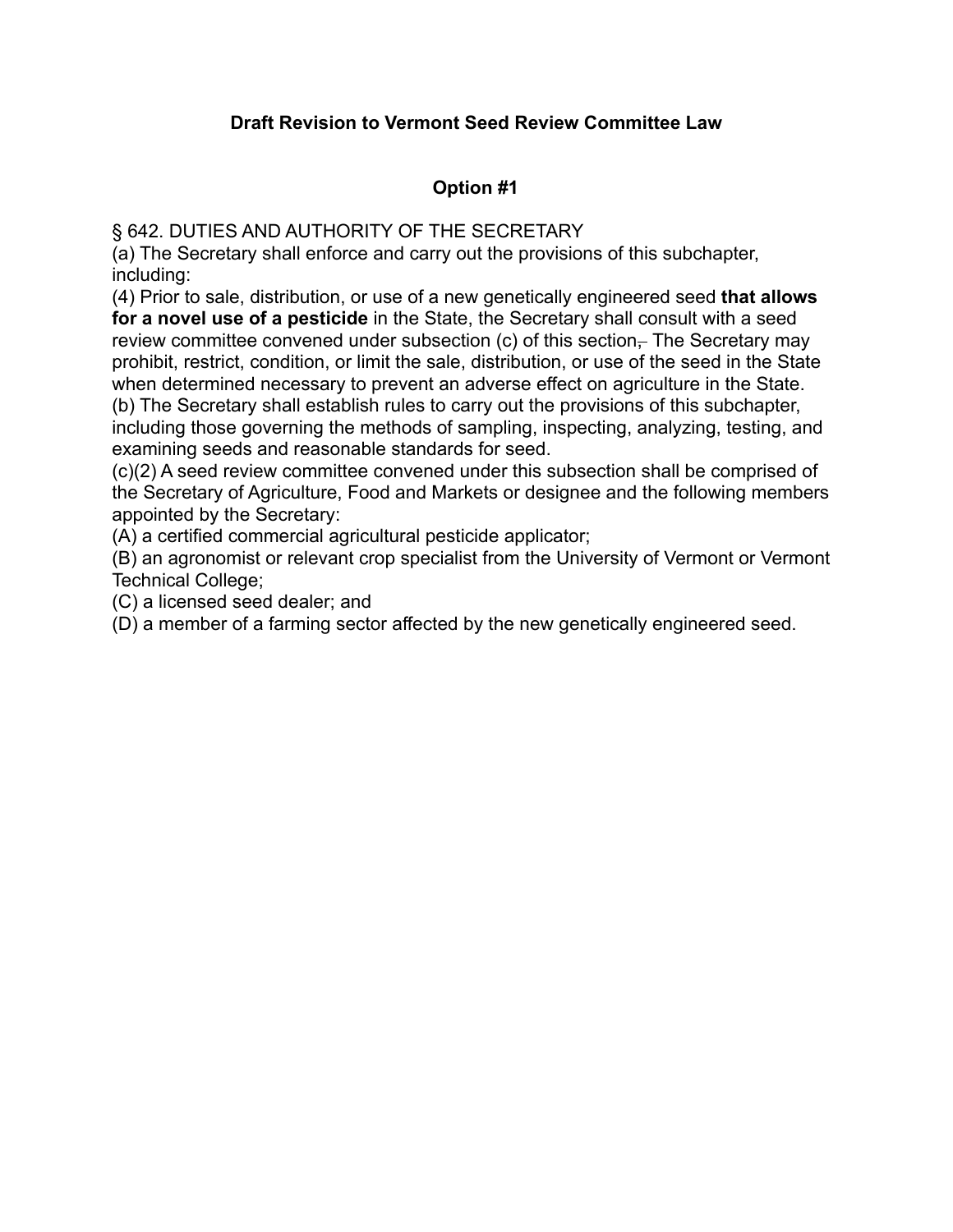**Draft Revision to Vermont Seed Review Committee Law**

**Option #1**

§ 642. DUTIES AND AUTHORITY OF THE SECRETARY

(a) The Secretary shall enforce and carry out the provisions of this subchapter, including:

(4) Prior to sale, distribution, or use of a new genetically engineered seed **that allows for a novel use of a pesticide** in the State, the Secretary shall consult with a seed review committee convened under subsection (c) of this section~~,~~. The Secretary may prohibit, restrict, condition, or limit the sale, distribution, or use of the seed in the State when determined necessary to prevent an adverse effect on agriculture in the State.

(b) The Secretary shall establish rules to carry out the provisions of this subchapter, including those governing the methods of sampling, inspecting, analyzing, testing, and examining seeds and reasonable standards for seed.

(c)(2) A seed review committee convened under this subsection shall be comprised of the Secretary of Agriculture, Food and Markets or designee and the following members appointed by the Secretary:

(A) a certified commercial agricultural pesticide applicator;

(B) an agronomist or relevant crop specialist from the University of Vermont or Vermont Technical College;

(C) a licensed seed dealer; and

(D) a member of a farming sector affected by the new genetically engineered seed.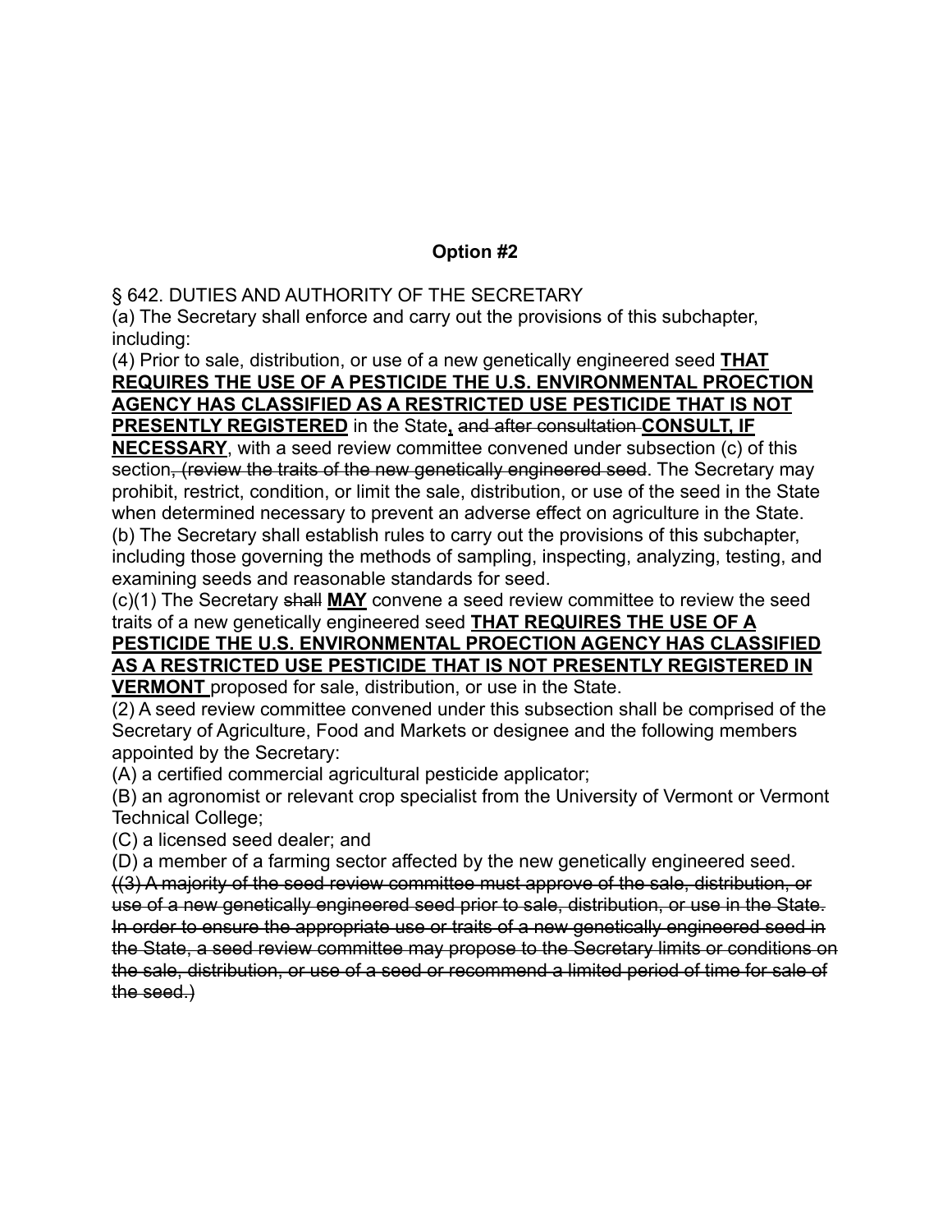**Option #2**

§ 642. DUTIES AND AUTHORITY OF THE SECRETARY

(a) The Secretary shall enforce and carry out the provisions of this subchapter, including:

(4) Prior to sale, distribution, or use of a new genetically engineered seed **<u>THAT REQUIRES THE USE OF A PESTICIDE THE U.S. ENVIRONMENTAL PROECTION AGENCY HAS CLASSIFIED AS A RESTRICTED USE PESTICIDE THAT IS NOT PRESENTLY REGISTERED</u>** in the State**<u>,</u>** ~~and after consultation~~ **<u>CONSULT, IF NECESSARY</u>**, with a seed review committee convened under subsection (c) of this section~~, (review the traits of the new genetically engineered seed~~. The Secretary may prohibit, restrict, condition, or limit the sale, distribution, or use of the seed in the State when determined necessary to prevent an adverse effect on agriculture in the State.

(b) The Secretary shall establish rules to carry out the provisions of this subchapter, including those governing the methods of sampling, inspecting, analyzing, testing, and examining seeds and reasonable standards for seed.

(c)(1) The Secretary ~~shall~~ **<u>MAY</u>** convene a seed review committee to review the seed traits of a new genetically engineered seed **<u>THAT REQUIRES THE USE OF A PESTICIDE THE U.S. ENVIRONMENTAL PROECTION AGENCY HAS CLASSIFIED AS A RESTRICTED USE PESTICIDE THAT IS NOT PRESENTLY REGISTERED IN VERMONT</u>** proposed for sale, distribution, or use in the State.

(2) A seed review committee convened under this subsection shall be comprised of the Secretary of Agriculture, Food and Markets or designee and the following members appointed by the Secretary:

(A) a certified commercial agricultural pesticide applicator;

(B) an agronomist or relevant crop specialist from the University of Vermont or Vermont Technical College;

(C) a licensed seed dealer; and

(D) a member of a farming sector affected by the new genetically engineered seed.

~~((3) A majority of the seed review committee must approve of the sale, distribution, or use of a new genetically engineered seed prior to sale, distribution, or use in the State. In order to ensure the appropriate use or traits of a new genetically engineered seed in the State, a seed review committee may propose to the Secretary limits or conditions on the sale, distribution, or use of a seed or recommend a limited period of time for sale of the seed.)~~